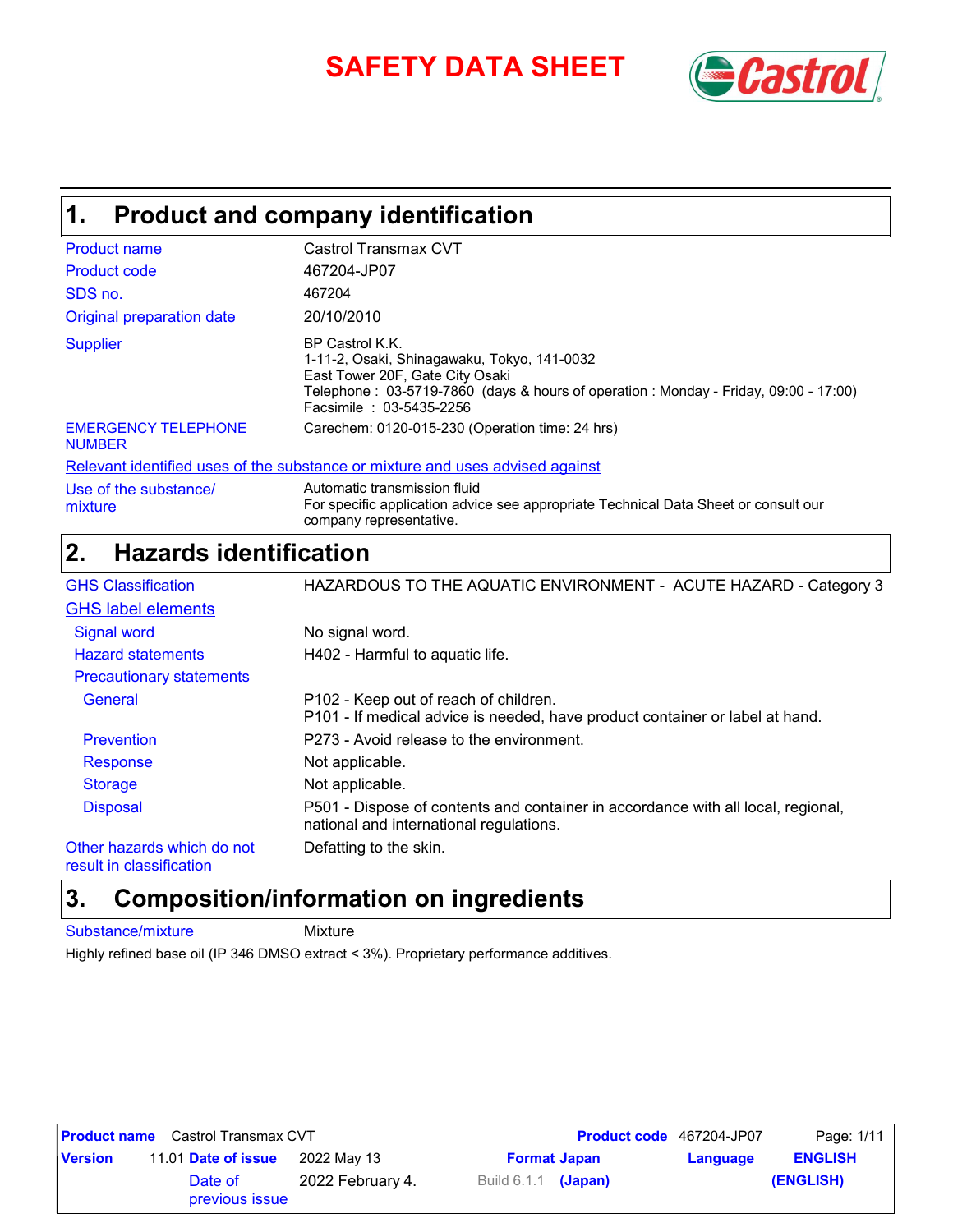# SAFETY DATA SHEET

## 1. Product and company identification

| | |
|---|---|
| Product name | Castrol Transmax CVT |
| Product code | 467204-JP07 |
| SDS no. | 467204 |
| Original preparation date | 20/10/2010 |
| Supplier | BP Castrol K.K.<br>1-11-2, Osaki, Shinagawaku, Tokyo, 141-0032<br>East Tower 20F, Gate City Osaki<br>Telephone : 03-5719-7860 (days & hours of operation : Monday - Friday, 09:00 - 17:00)<br>Facsimile : 03-5435-2256 |
| EMERGENCY TELEPHONE NUMBER | Carechem: 0120-015-230 (Operation time: 24 hrs) |

**Relevant identified uses of the substance or mixture and uses advised against**

| | |
|---|---|
| Use of the substance/ mixture | Automatic transmission fluid<br>For specific application advice see appropriate Technical Data Sheet or consult our company representative. |

## 2. Hazards identification

| | |
|---|---|
| GHS Classification | HAZARDOUS TO THE AQUATIC ENVIRONMENT - ACUTE HAZARD - Category 3 |

**GHS label elements**

| | |
|---|---|
| Signal word | No signal word. |
| Hazard statements | H402 - Harmful to aquatic life. |
| Precautionary statements | |
| General | P102 - Keep out of reach of children.<br>P101 - If medical advice is needed, have product container or label at hand. |
| Prevention | P273 - Avoid release to the environment. |
| Response | Not applicable. |
| Storage | Not applicable. |
| Disposal | P501 - Dispose of contents and container in accordance with all local, regional, national and international regulations. |
| Other hazards which do not result in classification | Defatting to the skin. |

## 3. Composition/information on ingredients

| | |
|---|---|
| Substance/mixture | Mixture |

Highly refined base oil (IP 346 DMSO extract < 3%). Proprietary performance additives.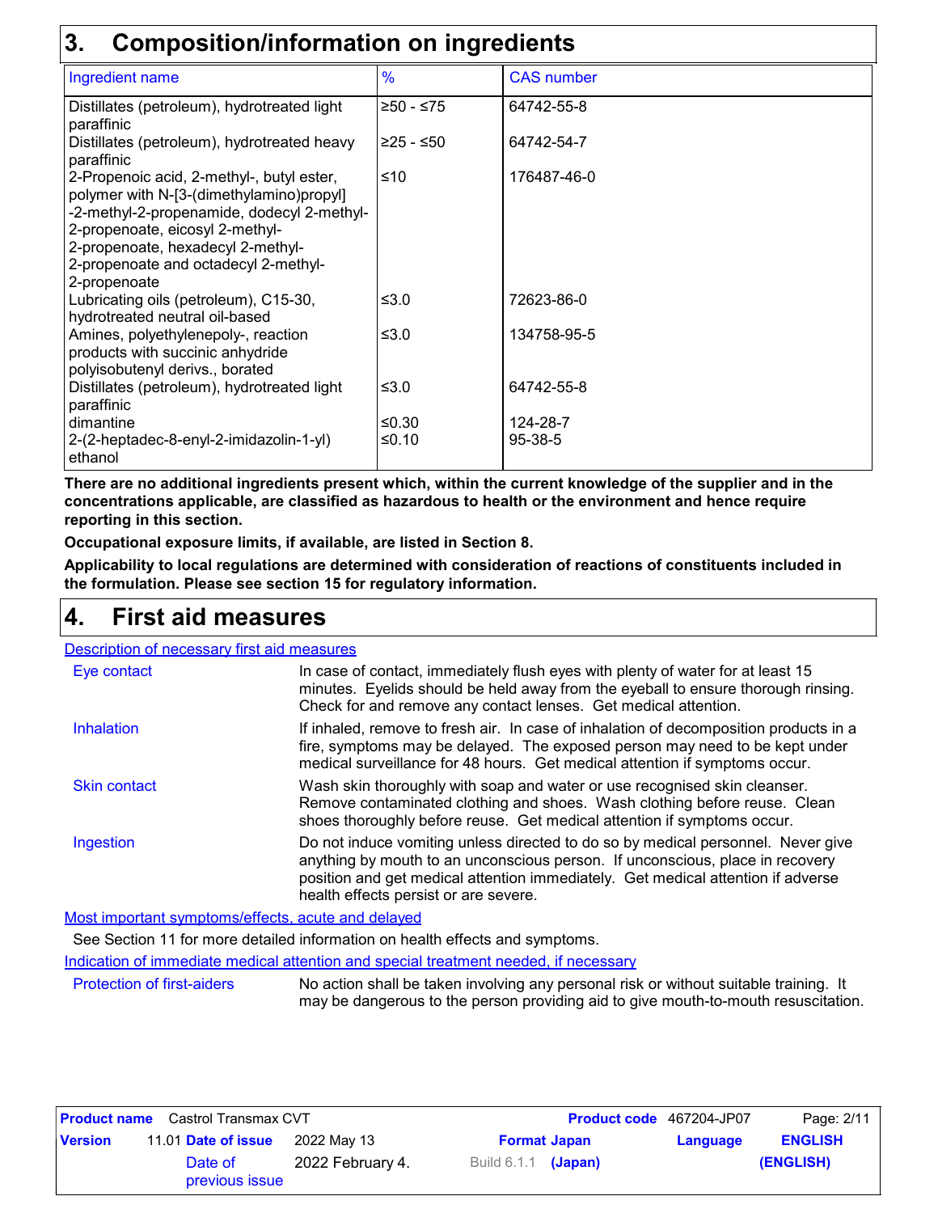## 3. Composition/information on ingredients

| Ingredient name | % | CAS number |
|---|---|---|
| Distillates (petroleum), hydrotreated light paraffinic | ≥50 - ≤75 | 64742-55-8 |
| Distillates (petroleum), hydrotreated heavy paraffinic | ≥25 - ≤50 | 64742-54-7 |
| 2-Propenoic acid, 2-methyl-, butyl ester, polymer with N-[3-(dimethylamino)propyl]-2-methyl-2-propenamide, dodecyl 2-methyl-2-propenoate, eicosyl 2-methyl-2-propenoate, hexadecyl 2-methyl-2-propenoate and octadecyl 2-methyl-2-propenoate | ≤10 | 176487-46-0 |
| Lubricating oils (petroleum), C15-30, hydrotreated neutral oil-based | ≤3.0 | 72623-86-0 |
| Amines, polyethylenepoly-, reaction products with succinic anhydride polyisobutenyl derivs., borated | ≤3.0 | 134758-95-5 |
| Distillates (petroleum), hydrotreated light paraffinic | ≤3.0 | 64742-55-8 |
| dimantine | ≤0.30 | 124-28-7 |
| 2-(2-heptadec-8-enyl-2-imidazolin-1-yl) ethanol | ≤0.10 | 95-38-5 |

**There are no additional ingredients present which, within the current knowledge of the supplier and in the concentrations applicable, are classified as hazardous to health or the environment and hence require reporting in this section.**

**Occupational exposure limits, if available, are listed in Section 8.**

**Applicability to local regulations are determined with consideration of reactions of constituents included in the formulation. Please see section 15 for regulatory information.**

## 4. First aid measures

### Description of necessary first aid measures

**Eye contact**
In case of contact, immediately flush eyes with plenty of water for at least 15 minutes. Eyelids should be held away from the eyeball to ensure thorough rinsing. Check for and remove any contact lenses. Get medical attention.

**Inhalation**
If inhaled, remove to fresh air. In case of inhalation of decomposition products in a fire, symptoms may be delayed. The exposed person may need to be kept under medical surveillance for 48 hours. Get medical attention if symptoms occur.

**Skin contact**
Wash skin thoroughly with soap and water or use recognised skin cleanser. Remove contaminated clothing and shoes. Wash clothing before reuse. Clean shoes thoroughly before reuse. Get medical attention if symptoms occur.

**Ingestion**
Do not induce vomiting unless directed to do so by medical personnel. Never give anything by mouth to an unconscious person. If unconscious, place in recovery position and get medical attention immediately. Get medical attention if adverse health effects persist or are severe.

### Most important symptoms/effects, acute and delayed

See Section 11 for more detailed information on health effects and symptoms.

### Indication of immediate medical attention and special treatment needed, if necessary

**Protection of first-aiders**
No action shall be taken involving any personal risk or without suitable training. It may be dangerous to the person providing aid to give mouth-to-mouth resuscitation.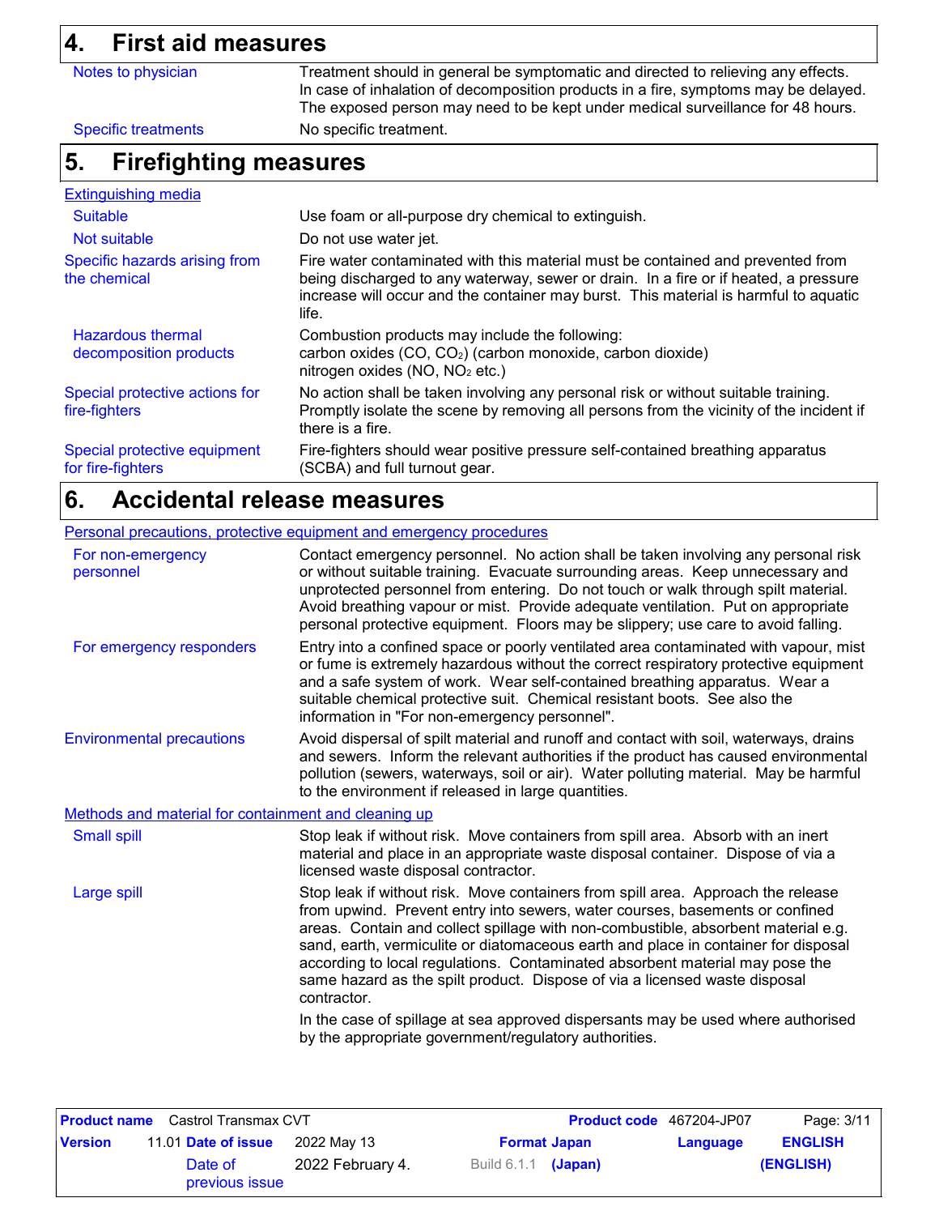## 4. First aid measures

| | |
|---|---|
| Notes to physician | Treatment should in general be symptomatic and directed to relieving any effects. In case of inhalation of decomposition products in a fire, symptoms may be delayed. The exposed person may need to be kept under medical surveillance for 48 hours. |
| Specific treatments | No specific treatment. |

## 5. Firefighting measures

### Extinguishing media

| | |
|---|---|
| Suitable | Use foam or all-purpose dry chemical to extinguish. |
| Not suitable | Do not use water jet. |
| Specific hazards arising from the chemical | Fire water contaminated with this material must be contained and prevented from being discharged to any waterway, sewer or drain. In a fire or if heated, a pressure increase will occur and the container may burst. This material is harmful to aquatic life. |
| Hazardous thermal decomposition products | Combustion products may include the following:<br>carbon oxides (CO, $CO_2$) (carbon monoxide, carbon dioxide)<br>nitrogen oxides (NO, $NO_2$ etc.) |
| Special protective actions for fire-fighters | No action shall be taken involving any personal risk or without suitable training. Promptly isolate the scene by removing all persons from the vicinity of the incident if there is a fire. |
| Special protective equipment for fire-fighters | Fire-fighters should wear positive pressure self-contained breathing apparatus (SCBA) and full turnout gear. |

## 6. Accidental release measures

### Personal precautions, protective equipment and emergency procedures

| | |
|---|---|
| For non-emergency personnel | Contact emergency personnel. No action shall be taken involving any personal risk or without suitable training. Evacuate surrounding areas. Keep unnecessary and unprotected personnel from entering. Do not touch or walk through spilt material. Avoid breathing vapour or mist. Provide adequate ventilation. Put on appropriate personal protective equipment. Floors may be slippery; use care to avoid falling. |
| For emergency responders | Entry into a confined space or poorly ventilated area contaminated with vapour, mist or fume is extremely hazardous without the correct respiratory protective equipment and a safe system of work. Wear self-contained breathing apparatus. Wear a suitable chemical protective suit. Chemical resistant boots. See also the information in "For non-emergency personnel". |
| Environmental precautions | Avoid dispersal of spilt material and runoff and contact with soil, waterways, drains and sewers. Inform the relevant authorities if the product has caused environmental pollution (sewers, waterways, soil or air). Water polluting material. May be harmful to the environment if released in large quantities. |

### Methods and material for containment and cleaning up

| | |
|---|---|
| Small spill | Stop leak if without risk. Move containers from spill area. Absorb with an inert material and place in an appropriate waste disposal container. Dispose of via a licensed waste disposal contractor. |
| Large spill | Stop leak if without risk. Move containers from spill area. Approach the release from upwind. Prevent entry into sewers, water courses, basements or confined areas. Contain and collect spillage with non-combustible, absorbent material e.g. sand, earth, vermiculite or diatomaceous earth and place in container for disposal according to local regulations. Contaminated absorbent material may pose the same hazard as the spilt product. Dispose of via a licensed waste disposal contractor.<br><br>In the case of spillage at sea approved dispersants may be used where authorised by the appropriate government/regulatory authorities. |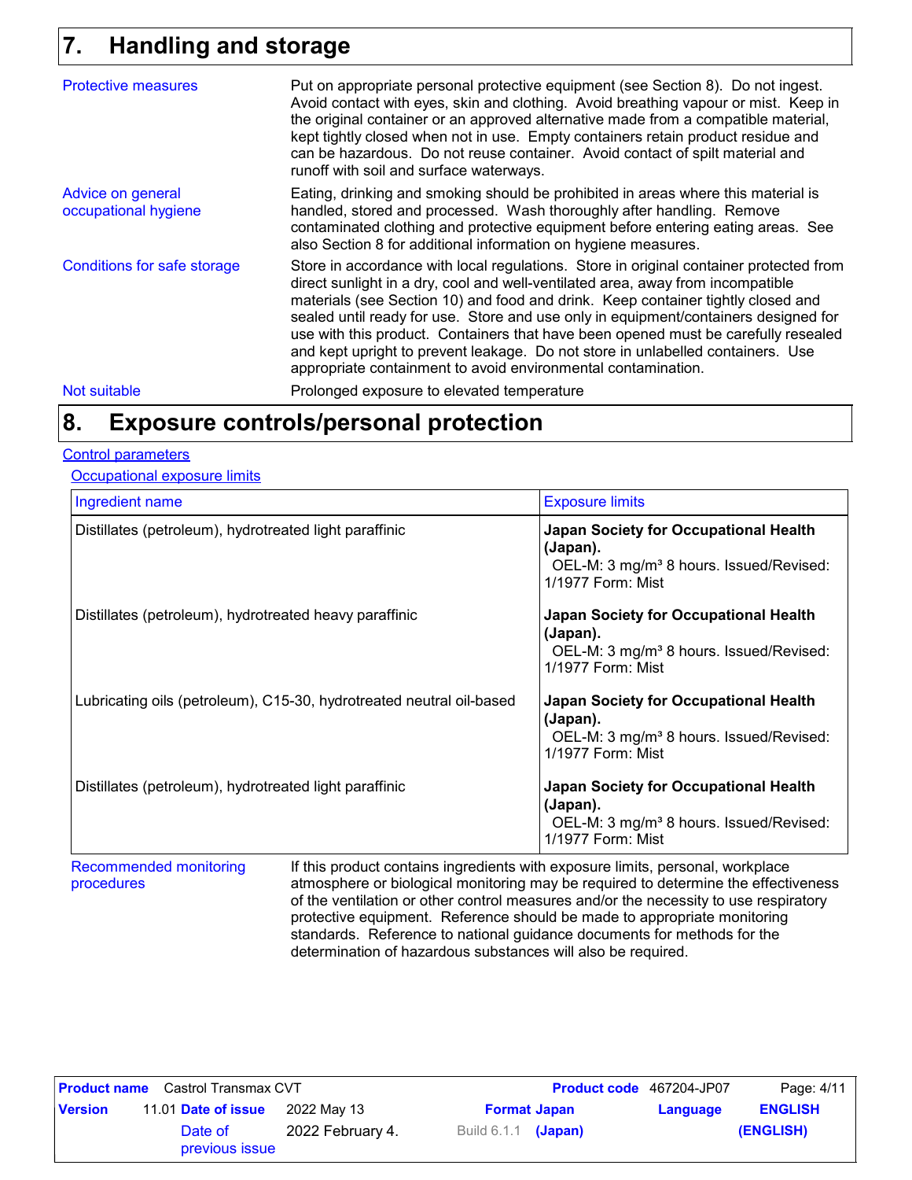## 7. Handling and storage

**Protective measures**

Put on appropriate personal protective equipment (see Section 8). Do not ingest. Avoid contact with eyes, skin and clothing. Avoid breathing vapour or mist. Keep in the original container or an approved alternative made from a compatible material, kept tightly closed when not in use. Empty containers retain product residue and can be hazardous. Do not reuse container. Avoid contact of spilt material and runoff with soil and surface waterways.

**Advice on general occupational hygiene**

Eating, drinking and smoking should be prohibited in areas where this material is handled, stored and processed. Wash thoroughly after handling. Remove contaminated clothing and protective equipment before entering eating areas. See also Section 8 for additional information on hygiene measures.

**Conditions for safe storage**

Store in accordance with local regulations. Store in original container protected from direct sunlight in a dry, cool and well-ventilated area, away from incompatible materials (see Section 10) and food and drink. Keep container tightly closed and sealed until ready for use. Store and use only in equipment/containers designed for use with this product. Containers that have been opened must be carefully resealed and kept upright to prevent leakage. Do not store in unlabelled containers. Use appropriate containment to avoid environmental contamination.

**Not suitable**

Prolonged exposure to elevated temperature

## 8. Exposure controls/personal protection

**Control parameters**

**Occupational exposure limits**

| Ingredient name | Exposure limits |
| --- | --- |
| Distillates (petroleum), hydrotreated light paraffinic | **Japan Society for Occupational Health (Japan).** OEL-M: 3 mg/m³ 8 hours. Issued/Revised: 1/1977 Form: Mist |
| Distillates (petroleum), hydrotreated heavy paraffinic | **Japan Society for Occupational Health (Japan).** OEL-M: 3 mg/m³ 8 hours. Issued/Revised: 1/1977 Form: Mist |
| Lubricating oils (petroleum), C15-30, hydrotreated neutral oil-based | **Japan Society for Occupational Health (Japan).** OEL-M: 3 mg/m³ 8 hours. Issued/Revised: 1/1977 Form: Mist |
| Distillates (petroleum), hydrotreated light paraffinic | **Japan Society for Occupational Health (Japan).** OEL-M: 3 mg/m³ 8 hours. Issued/Revised: 1/1977 Form: Mist |

**Recommended monitoring procedures**

If this product contains ingredients with exposure limits, personal, workplace atmosphere or biological monitoring may be required to determine the effectiveness of the ventilation or other control measures and/or the necessity to use respiratory protective equipment. Reference should be made to appropriate monitoring standards. Reference to national guidance documents for methods for the determination of hazardous substances will also be required.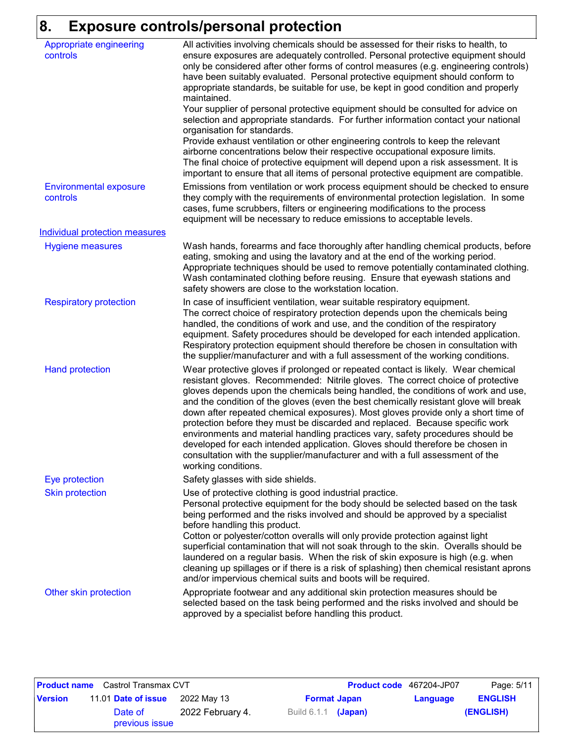## 8. Exposure controls/personal protection

**Appropriate engineering controls**

All activities involving chemicals should be assessed for their risks to health, to ensure exposures are adequately controlled. Personal protective equipment should only be considered after other forms of control measures (e.g. engineering controls) have been suitably evaluated. Personal protective equipment should conform to appropriate standards, be suitable for use, be kept in good condition and properly maintained.
Your supplier of personal protective equipment should be consulted for advice on selection and appropriate standards. For further information contact your national organisation for standards.
Provide exhaust ventilation or other engineering controls to keep the relevant airborne concentrations below their respective occupational exposure limits.
The final choice of protective equipment will depend upon a risk assessment. It is important to ensure that all items of personal protective equipment are compatible.

**Environmental exposure controls**

Emissions from ventilation or work process equipment should be checked to ensure they comply with the requirements of environmental protection legislation. In some cases, fume scrubbers, filters or engineering modifications to the process equipment will be necessary to reduce emissions to acceptable levels.

### Individual protection measures

**Hygiene measures**

Wash hands, forearms and face thoroughly after handling chemical products, before eating, smoking and using the lavatory and at the end of the working period. Appropriate techniques should be used to remove potentially contaminated clothing. Wash contaminated clothing before reusing. Ensure that eyewash stations and safety showers are close to the workstation location.

**Respiratory protection**

In case of insufficient ventilation, wear suitable respiratory equipment.
The correct choice of respiratory protection depends upon the chemicals being handled, the conditions of work and use, and the condition of the respiratory equipment. Safety procedures should be developed for each intended application. Respiratory protection equipment should therefore be chosen in consultation with the supplier/manufacturer and with a full assessment of the working conditions.

**Hand protection**

Wear protective gloves if prolonged or repeated contact is likely. Wear chemical resistant gloves. Recommended: Nitrile gloves. The correct choice of protective gloves depends upon the chemicals being handled, the conditions of work and use, and the condition of the gloves (even the best chemically resistant glove will break down after repeated chemical exposures). Most gloves provide only a short time of protection before they must be discarded and replaced. Because specific work environments and material handling practices vary, safety procedures should be developed for each intended application. Gloves should therefore be chosen in consultation with the supplier/manufacturer and with a full assessment of the working conditions.

**Eye protection**

Safety glasses with side shields.

**Skin protection**

Use of protective clothing is good industrial practice.
Personal protective equipment for the body should be selected based on the task being performed and the risks involved and should be approved by a specialist before handling this product.
Cotton or polyester/cotton overalls will only provide protection against light superficial contamination that will not soak through to the skin. Overalls should be laundered on a regular basis. When the risk of skin exposure is high (e.g. when cleaning up spillages or if there is a risk of splashing) then chemical resistant aprons and/or impervious chemical suits and boots will be required.

**Other skin protection**

Appropriate footwear and any additional skin protection measures should be selected based on the task being performed and the risks involved and should be approved by a specialist before handling this product.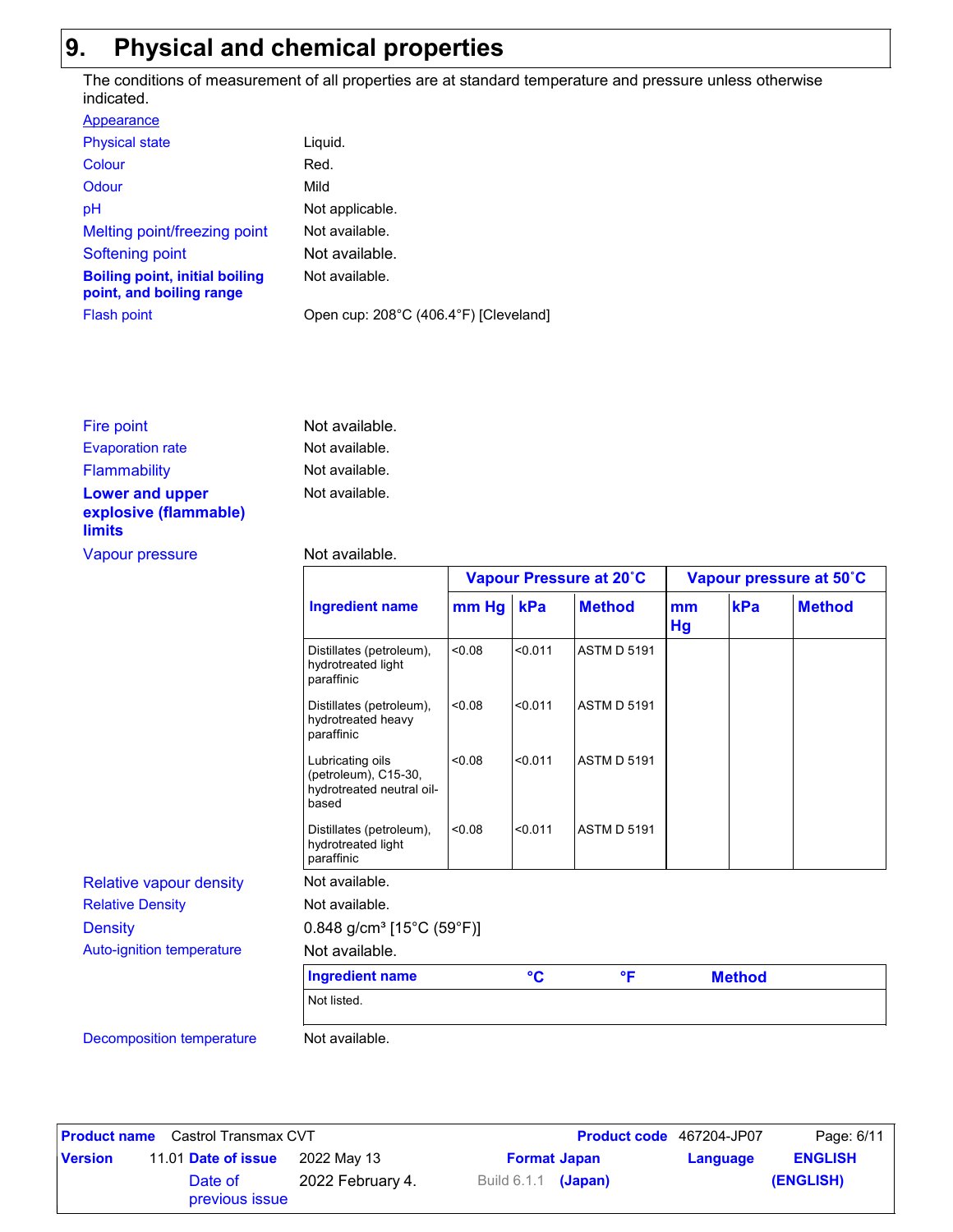## 9. Physical and chemical properties

The conditions of measurement of all properties are at standard temperature and pressure unless otherwise indicated.

**Appearance**

| | |
|---|---|
| Physical state | Liquid. |
| Colour | Red. |
| Odour | Mild |
| pH | Not applicable. |
| Melting point/freezing point | Not available. |
| Softening point | Not available. |
| **Boiling point, initial boiling point, and boiling range** | Not available. |
| Flash point | Open cup: 208°C (406.4°F) [Cleveland] |
| Fire point | Not available. |
| Evaporation rate | Not available. |
| Flammability | Not available. |
| **Lower and upper explosive (flammable) limits** | Not available. |
| Vapour pressure | Not available. |

| Ingredient name | Vapour Pressure at 20˚C | | | Vapour pressure at 50˚C | | |
|---|---|---|---|---|---|---|
| | mm Hg | kPa | Method | mm Hg | kPa | Method |
| Distillates (petroleum), hydrotreated light paraffinic | <0.08 | <0.011 | ASTM D 5191 | | | |
| Distillates (petroleum), hydrotreated heavy paraffinic | <0.08 | <0.011 | ASTM D 5191 | | | |
| Lubricating oils (petroleum), C15-30, hydrotreated neutral oil-based | <0.08 | <0.011 | ASTM D 5191 | | | |
| Distillates (petroleum), hydrotreated light paraffinic | <0.08 | <0.011 | ASTM D 5191 | | | |

| | |
|---|---|
| Relative vapour density | Not available. |
| Relative Density | Not available. |
| Density | 0.848 g/cm³ [15°C (59°F)] |
| Auto-ignition temperature | Not available. |

| Ingredient name | °C | °F | Method |
|---|---|---|---|
| Not listed. | | | |

| | |
|---|---|
| Decomposition temperature | Not available. |

| | | | | | |
|---|---|---|---|---|---|
| **Product name** | Castrol Transmax CVT | **Product code** | 467204-JP07 | | |
| **Version** | 11.01 | **Date of issue** | 2022 May 13 | **Format Japan** (Japan) | **Language** ENGLISH (ENGLISH) |
| | | Date of previous issue | 2022 February 4. | Build 6.1.1 | |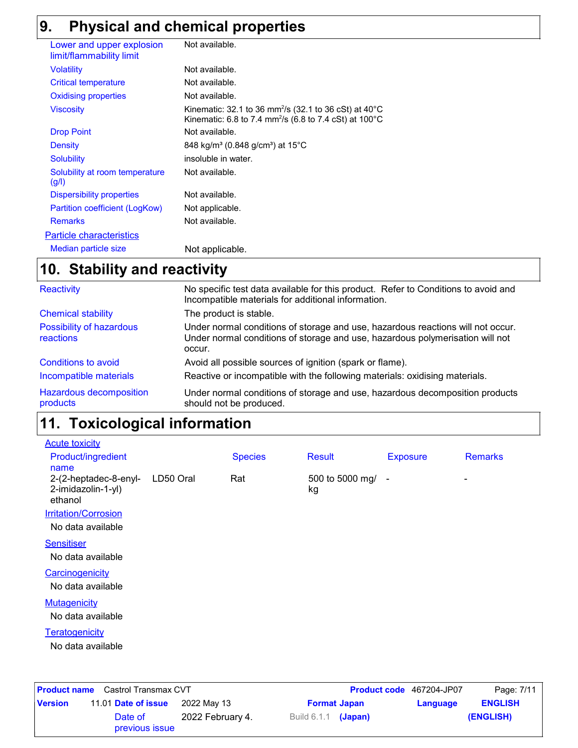## 9. Physical and chemical properties

| | |
|---|---|
| Lower and upper explosion limit/flammability limit | Not available. |
| Volatility | Not available. |
| Critical temperature | Not available. |
| Oxidising properties | Not available. |
| Viscosity | Kinematic: 32.1 to 36 $mm^2/s$ (32.1 to 36 cSt) at 40°C<br>Kinematic: 6.8 to 7.4 $mm^2/s$ (6.8 to 7.4 cSt) at 100°C |
| Drop Point | Not available. |
| Density | 848 $kg/m^3$ (0.848 $g/cm^3$) at 15°C |
| Solubility | insoluble in water. |
| Solubility at room temperature (g/l) | Not available. |
| Dispersibility properties | Not available. |
| Partition coefficient (LogKow) | Not applicable. |
| Remarks | Not available. |

**Particle characteristics**

| | |
|---|---|
| Median particle size | Not applicable. |

## 10. Stability and reactivity

| | |
|---|---|
| Reactivity | No specific test data available for this product. Refer to Conditions to avoid and Incompatible materials for additional information. |
| Chemical stability | The product is stable. |
| Possibility of hazardous reactions | Under normal conditions of storage and use, hazardous reactions will not occur.<br>Under normal conditions of storage and use, hazardous polymerisation will not occur. |
| Conditions to avoid | Avoid all possible sources of ignition (spark or flame). |
| Incompatible materials | Reactive or incompatible with the following materials: oxidising materials. |
| Hazardous decomposition products | Under normal conditions of storage and use, hazardous decomposition products should not be produced. |

## 11. Toxicological information

**Acute toxicity**

| Product/ingredient name | | Species | Result | Exposure | Remarks |
|---|---|---|---|---|---|
| 2-(2-heptadec-8-enyl-2-imidazolin-1-yl) ethanol | LD50 Oral | Rat | 500 to 5000 mg/kg | - | - |

**Irritation/Corrosion**

No data available

**Sensitiser**

No data available

**Carcinogenicity**

No data available

**Mutagenicity**

No data available

**Teratogenicity**

No data available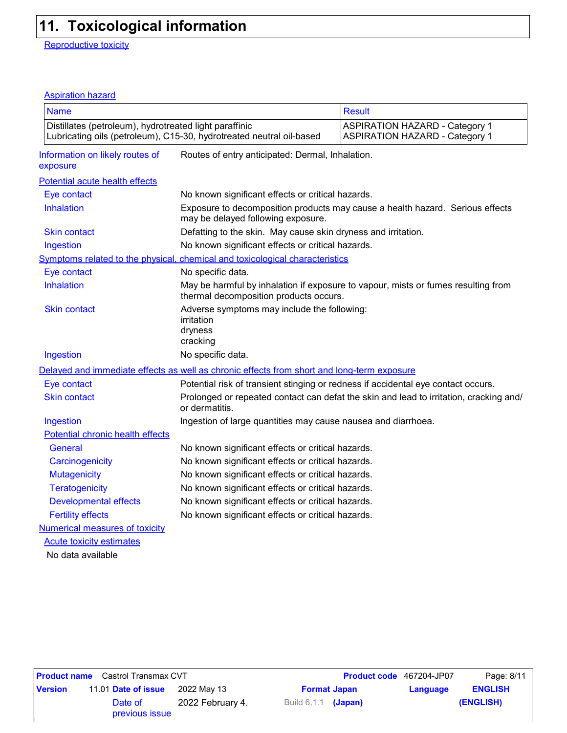## 11. Toxicological information

**Reproductive toxicity**

**Aspiration hazard**

| Name | Result |
|---|---|
| Distillates (petroleum), hydrotreated light paraffinic | ASPIRATION HAZARD - Category 1 |
| Lubricating oils (petroleum), C15-30, hydrotreated neutral oil-based | ASPIRATION HAZARD - Category 1 |

**Information on likely routes of exposure**: Routes of entry anticipated: Dermal, Inhalation.

**Potential acute health effects**

- **Eye contact**: No known significant effects or critical hazards.
- **Inhalation**: Exposure to decomposition products may cause a health hazard. Serious effects may be delayed following exposure.
- **Skin contact**: Defatting to the skin. May cause skin dryness and irritation.
- **Ingestion**: No known significant effects or critical hazards.

**Symptoms related to the physical, chemical and toxicological characteristics**

- **Eye contact**: No specific data.
- **Inhalation**: May be harmful by inhalation if exposure to vapour, mists or fumes resulting from thermal decomposition products occurs.
- **Skin contact**: Adverse symptoms may include the following:
  irritation
  dryness
  cracking
- **Ingestion**: No specific data.

**Delayed and immediate effects as well as chronic effects from short and long-term exposure**

- **Eye contact**: Potential risk of transient stinging or redness if accidental eye contact occurs.
- **Skin contact**: Prolonged or repeated contact can defat the skin and lead to irritation, cracking and/or dermatitis.
- **Ingestion**: Ingestion of large quantities may cause nausea and diarrhoea.

**Potential chronic health effects**

- **General**: No known significant effects or critical hazards.
- **Carcinogenicity**: No known significant effects or critical hazards.
- **Mutagenicity**: No known significant effects or critical hazards.
- **Teratogenicity**: No known significant effects or critical hazards.
- **Developmental effects**: No known significant effects or critical hazards.
- **Fertility effects**: No known significant effects or critical hazards.

**Numerical measures of toxicity**

**Acute toxicity estimates**

No data available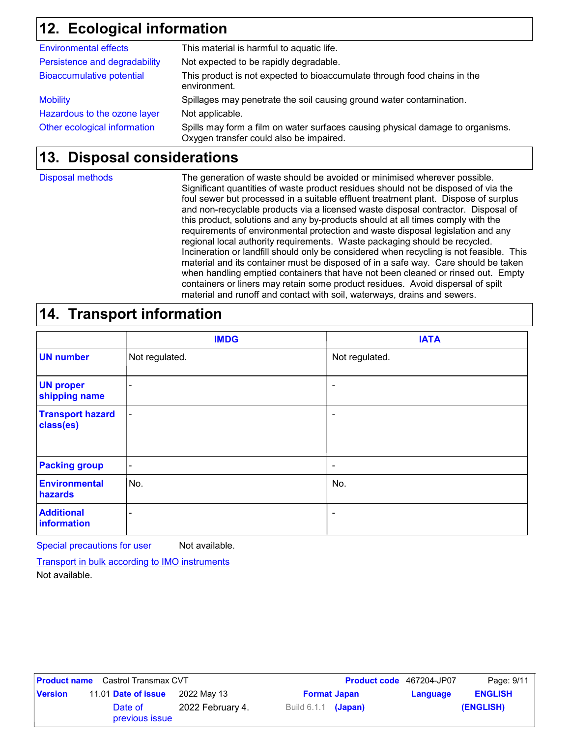## 12. Ecological information

| | |
|---|---|
| Environmental effects | This material is harmful to aquatic life. |
| Persistence and degradability | Not expected to be rapidly degradable. |
| Bioaccumulative potential | This product is not expected to bioaccumulate through food chains in the environment. |
| Mobility | Spillages may penetrate the soil causing ground water contamination. |
| Hazardous to the ozone layer | Not applicable. |
| Other ecological information | Spills may form a film on water surfaces causing physical damage to organisms. Oxygen transfer could also be impaired. |

## 13. Disposal considerations

**Disposal methods**

The generation of waste should be avoided or minimised wherever possible. Significant quantities of waste product residues should not be disposed of via the foul sewer but processed in a suitable effluent treatment plant. Dispose of surplus and non-recyclable products via a licensed waste disposal contractor. Disposal of this product, solutions and any by-products should at all times comply with the requirements of environmental protection and waste disposal legislation and any regional local authority requirements. Waste packaging should be recycled. Incineration or landfill should only be considered when recycling is not feasible. This material and its container must be disposed of in a safe way. Care should be taken when handling emptied containers that have not been cleaned or rinsed out. Empty containers or liners may retain some product residues. Avoid dispersal of spilt material and runoff and contact with soil, waterways, drains and sewers.

## 14. Transport information

| | IMDG | IATA |
|---|---|---|
| **UN number** | Not regulated. | Not regulated. |
| **UN proper shipping name** | - | - |
| **Transport hazard class(es)** | - | - |
| **Packing group** | - | - |
| **Environmental hazards** | No. | No. |
| **Additional information** | - | - |

Special precautions for user: Not available.

Transport in bulk according to IMO instruments

Not available.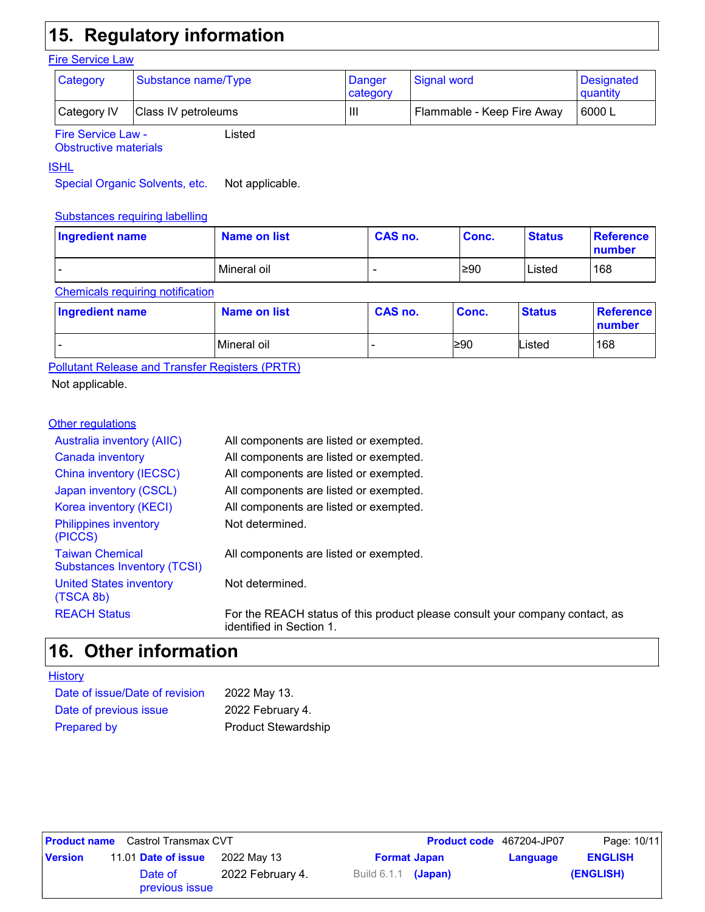## 15. Regulatory information

### Fire Service Law

| Category | Substance name/Type | Danger category | Signal word | Designated quantity |
|---|---|---|---|---|
| Category IV | Class IV petroleums | III | Flammable - Keep Fire Away | 6000 L |

Fire Service Law - Obstructive materials: Listed

### ISHL

Special Organic Solvents, etc.: Not applicable.

**Substances requiring labelling**

| Ingredient name | Name on list | CAS no. | Conc. | Status | Reference number |
|---|---|---|---|---|---|
| - | Mineral oil | - | ≥90 | Listed | 168 |

**Chemicals requiring notification**

| Ingredient name | Name on list | CAS no. | Conc. | Status | Reference number |
|---|---|---|---|---|---|
| - | Mineral oil | - | ≥90 | Listed | 168 |

### Pollutant Release and Transfer Registers (PRTR)

Not applicable.

### Other regulations

| | |
|---|---|
| Australia inventory (AIIC) | All components are listed or exempted. |
| Canada inventory | All components are listed or exempted. |
| China inventory (IECSC) | All components are listed or exempted. |
| Japan inventory (CSCL) | All components are listed or exempted. |
| Korea inventory (KECI) | All components are listed or exempted. |
| Philippines inventory (PICCS) | Not determined. |
| Taiwan Chemical Substances Inventory (TCSI) | All components are listed or exempted. |
| United States inventory (TSCA 8b) | Not determined. |
| REACH Status | For the REACH status of this product please consult your company contact, as identified in Section 1. |

## 16. Other information

### History

| | |
|---|---|
| Date of issue/Date of revision | 2022 May 13. |
| Date of previous issue | 2022 February 4. |
| Prepared by | Product Stewardship |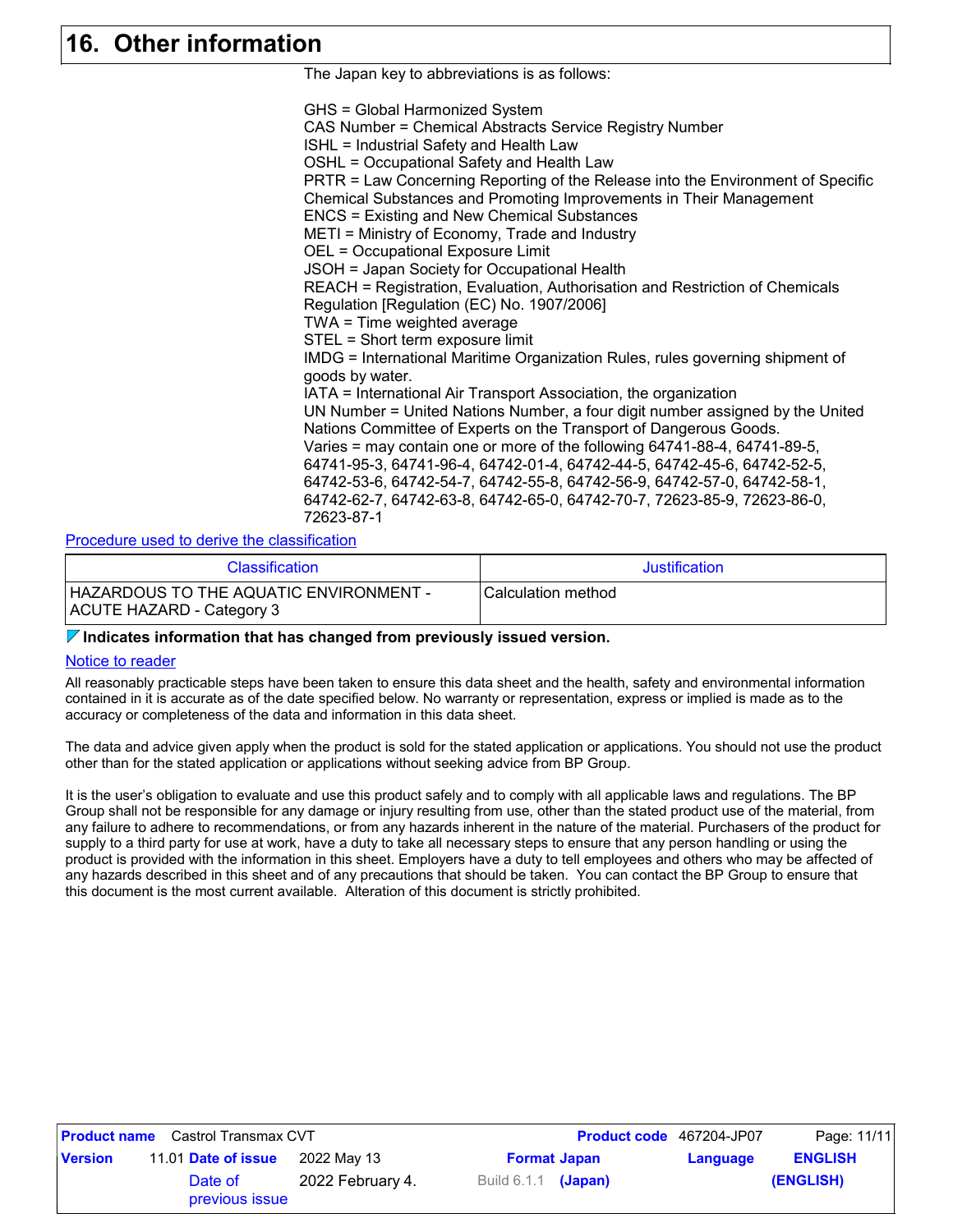# 16. Other information

The Japan key to abbreviations is as follows:

GHS = Global Harmonized System
CAS Number = Chemical Abstracts Service Registry Number
ISHL = Industrial Safety and Health Law
OSHL = Occupational Safety and Health Law
PRTR = Law Concerning Reporting of the Release into the Environment of Specific Chemical Substances and Promoting Improvements in Their Management
ENCS = Existing and New Chemical Substances
METI = Ministry of Economy, Trade and Industry
OEL = Occupational Exposure Limit
JSOH = Japan Society for Occupational Health
REACH = Registration, Evaluation, Authorisation and Restriction of Chemicals Regulation [Regulation (EC) No. 1907/2006]
TWA = Time weighted average
STEL = Short term exposure limit
IMDG = International Maritime Organization Rules, rules governing shipment of goods by water.
IATA = International Air Transport Association, the organization
UN Number = United Nations Number, a four digit number assigned by the United Nations Committee of Experts on the Transport of Dangerous Goods.
Varies = may contain one or more of the following 64741-88-4, 64741-89-5, 64741-95-3, 64741-96-4, 64742-01-4, 64742-44-5, 64742-45-6, 64742-52-5, 64742-53-6, 64742-54-7, 64742-55-8, 64742-56-9, 64742-57-0, 64742-58-1, 64742-62-7, 64742-63-8, 64742-65-0, 64742-70-7, 72623-85-9, 72623-86-0, 72623-87-1

Procedure used to derive the classification

| Classification | Justification |
|---|---|
| HAZARDOUS TO THE AQUATIC ENVIRONMENT - ACUTE HAZARD - Category 3 | Calculation method |

**Indicates information that has changed from previously issued version.**

Notice to reader

All reasonably practicable steps have been taken to ensure this data sheet and the health, safety and environmental information contained in it is accurate as of the date specified below. No warranty or representation, express or implied is made as to the accuracy or completeness of the data and information in this data sheet.

The data and advice given apply when the product is sold for the stated application or applications. You should not use the product other than for the stated application or applications without seeking advice from BP Group.

It is the user's obligation to evaluate and use this product safely and to comply with all applicable laws and regulations. The BP Group shall not be responsible for any damage or injury resulting from use, other than the stated product use of the material, from any failure to adhere to recommendations, or from any hazards inherent in the nature of the material. Purchasers of the product for supply to a third party for use at work, have a duty to take all necessary steps to ensure that any person handling or using the product is provided with the information in this sheet. Employers have a duty to tell employees and others who may be affected of any hazards described in this sheet and of any precautions that should be taken. You can contact the BP Group to ensure that this document is the most current available. Alteration of this document is strictly prohibited.